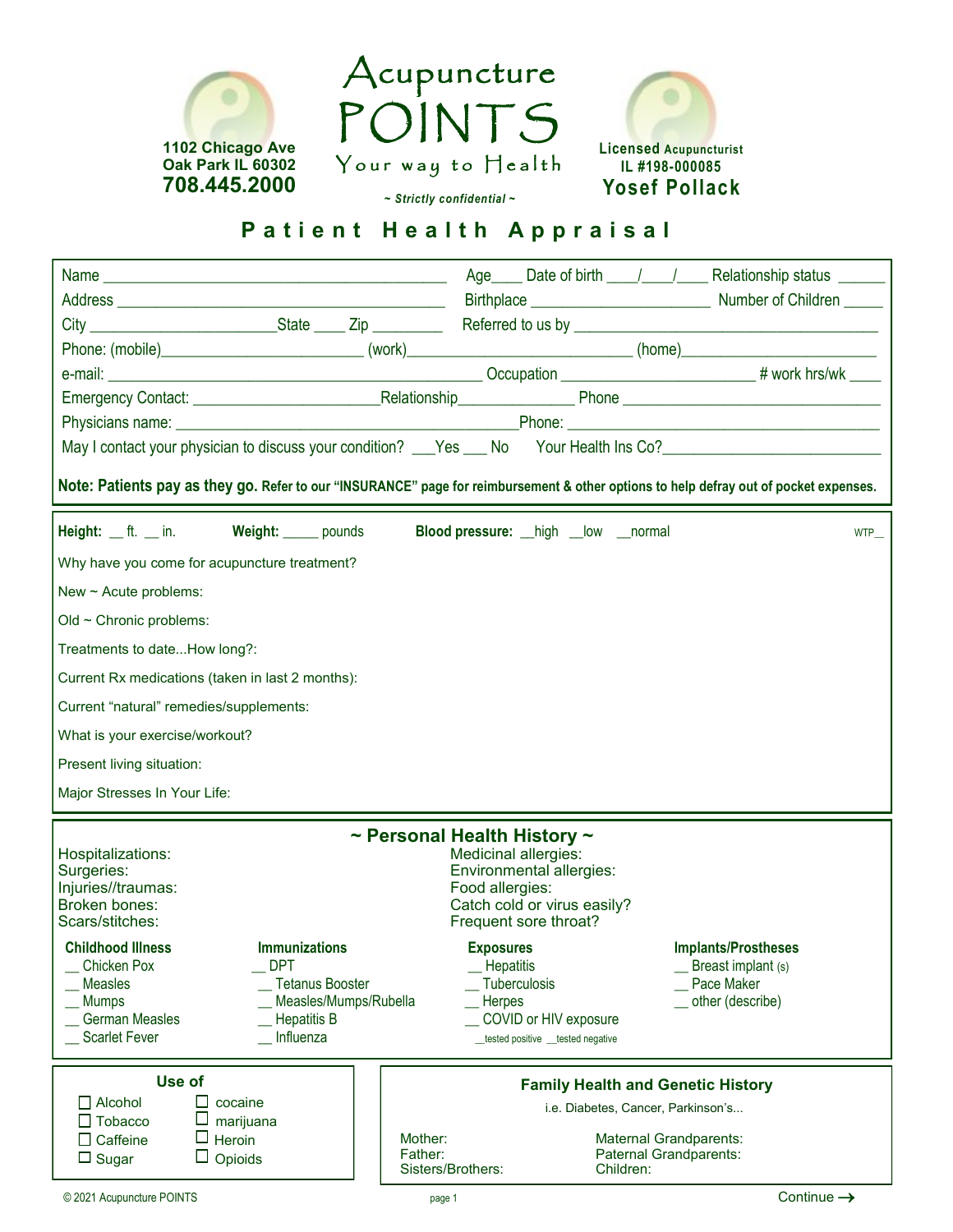1102 Chicago Ave
Oak Park IL 60302
**708.445.2000**

# Acupuncture POINTS

Your way to Health

*~ Strictly confidential ~*

**Licensed Acupuncturist**
**IL #198-000085**
**Yosef Pollack**

## Patient Health Appraisal

Name ___________________________________________ Age____ Date of birth ____/____/____ Relationship status ______

Address __________________________________________ Birthplace _______________________ Number of Children _____

City ________________________State ____ Zip ________ Referred to us by ______________________________________

Phone: (mobile)________________________ (work)____________________________ (home)________________________

e-mail: ______________________________________________ Occupation _______________________ # work hrs/wk ____

Emergency Contact: ______________________Relationship______________ Phone ________________________________

Physicians name: __________________________________________Phone: _______________________________________

May I contact your physician to discuss your condition? ___Yes ___ No Your Health Ins Co?__________________________

**Note: Patients pay as they go. Refer to our "INSURANCE" page for reimbursement & other options to help defray out of pocket expenses.**

**Height:** __ ft. __ in. **Weight:** _____ pounds **Blood pressure:** __high __low __normal WTP__

Why have you come for acupuncture treatment?

New ~ Acute problems:

Old ~ Chronic problems:

Treatments to date...How long?:

Current Rx medications (taken in last 2 months):

Current "natural" remedies/supplements:

What is your exercise/workout?

Present living situation:

Major Stresses In Your Life:

### ~ Personal Health History ~

Hospitalizations:
Surgeries:
Injuries//traumas:
Broken bones:
Scars/stitches:

Medicinal allergies:
Environmental allergies:
Food allergies:
Catch cold or virus easily?
Frequent sore throat?

**Childhood Illness**
- __ Chicken Pox
- __ Measles
- __ Mumps
- __ German Measles
- __ Scarlet Fever

**Immunizations**
- __ DPT
- __ Tetanus Booster
- __ Measles/Mumps/Rubella
- __ Hepatitis B
- __ Influenza

**Exposures**
- __ Hepatitis
- __ Tuberculosis
- __ Herpes
- __ COVID or HIV exposure
  - __tested positive __tested negative

**Implants/Prostheses**
- __ Breast implant (s)
- __ Pace Maker
- __ other (describe)

### Use of

- ☐ Alcohol
- ☐ Tobacco
- ☐ Caffeine
- ☐ Sugar
- ☐ cocaine
- ☐ marijuana
- ☐ Heroin
- ☐ Opioids

### Family Health and Genetic History

i.e. Diabetes, Cancer, Parkinson's...

Mother:
Father:
Sisters/Brothers:

Maternal Grandparents:
Paternal Grandparents:
Children:

© 2021 Acupuncture POINTS

Continue →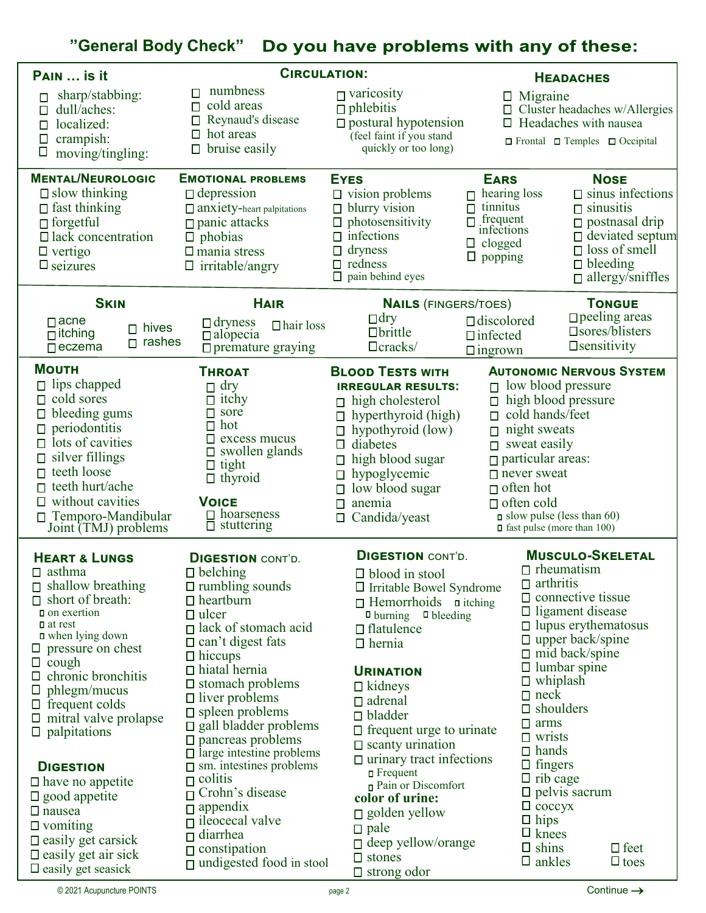# "General Body Check" Do you have problems with any of these:

### Pain … is it
- ☐ sharp/stabbing:
- ☐ dull/aches:
- ☐ localized:
- ☐ crampish:
- ☐ moving/tingling:

### Circulation:
- ☐ numbness
- ☐ cold areas
- ☐ Reynaud's disease
- ☐ hot areas
- ☐ bruise easily
- ☐ varicosity
- ☐ phlebitis
- ☐ postural hypotension (feel faint if you stand quickly or too long)

### Headaches
- ☐ Migraine
- ☐ Cluster headaches w/Allergies
- ☐ Headaches with nausea
- ☐ Frontal ☐ Temples ☐ Occipital

### Mental/Neurologic
- ☐ slow thinking
- ☐ fast thinking
- ☐ forgetful
- ☐ lack concentration
- ☐ vertigo
- ☐ seizures

### Emotional problems
- ☐ depression
- ☐ anxiety-heart palpitations
- ☐ panic attacks
- ☐ phobias
- ☐ mania stress
- ☐ irritable/angry

### Eyes
- ☐ vision problems
- ☐ blurry vision
- ☐ photosensitivity
- ☐ infections
- ☐ dryness
- ☐ redness
- ☐ pain behind eyes

### Ears
- ☐ hearing loss
- ☐ tinnitus
- ☐ frequent infections
- ☐ clogged
- ☐ popping

### Nose
- ☐ sinus infections
- ☐ sinusitis
- ☐ postnasal drip
- ☐ deviated septum
- ☐ loss of smell
- ☐ bleeding
- ☐ allergy/sniffles

### Skin
- ☐ acne
- ☐ itching
- ☐ eczema
- ☐ hives
- ☐ rashes

### Hair
- ☐ dryness
- ☐ hair loss
- ☐ alopecia
- ☐ premature graying

### Nails (fingers/toes)
- ☐ dry
- ☐ brittle
- ☐ cracks/
- ☐ discolored
- ☐ infected
- ☐ ingrown

### Tongue
- ☐ peeling areas
- ☐ sores/blisters
- ☐ sensitivity

### Mouth
- ☐ lips chapped
- ☐ cold sores
- ☐ bleeding gums
- ☐ periodontitis
- ☐ lots of cavities
- ☐ silver fillings
- ☐ teeth loose
- ☐ teeth hurt/ache
- ☐ without cavities
- ☐ Temporo-Mandibular Joint (TMJ) problems

### Throat
- ☐ dry
- ☐ itchy
- ☐ sore
- ☐ hot
- ☐ excess mucus
- ☐ swollen glands
- ☐ tight
- ☐ thyroid

### Voice
- ☐ hoarseness
- ☐ stuttering

### Blood Tests with irregular results:
- ☐ high cholesterol
- ☐ hyperthyroid (high)
- ☐ hypothyroid (low)
- ☐ diabetes
- ☐ high blood sugar
- ☐ hypoglycemic
- ☐ low blood sugar
- ☐ anemia
- ☐ Candida/yeast

### Autonomic Nervous System
- ☐ low blood pressure
- ☐ high blood pressure
- ☐ cold hands/feet
- ☐ night sweats
- ☐ sweat easily
- ☐ particular areas:
- ☐ never sweat
- ☐ often hot
- ☐ often cold
- ☐ slow pulse (less than 60)
- ☐ fast pulse (more than 100)

### Heart & Lungs
- ☐ asthma
- ☐ shallow breathing
- ☐ short of breath:
  - ☐ on exertion
  - ☐ at rest
  - ☐ when lying down
- ☐ pressure on chest
- ☐ cough
- ☐ chronic bronchitis
- ☐ phlegm/mucus
- ☐ frequent colds
- ☐ mitral valve prolapse
- ☐ palpitations

### Digestion
- ☐ have no appetite
- ☐ good appetite
- ☐ nausea
- ☐ vomiting
- ☐ easily get carsick
- ☐ easily get air sick
- ☐ easily get seasick

### Digestion cont'd.
- ☐ belching
- ☐ rumbling sounds
- ☐ heartburn
- ☐ ulcer
- ☐ lack of stomach acid
- ☐ can't digest fats
- ☐ hiccups
- ☐ hiatal hernia
- ☐ stomach problems
- ☐ liver problems
- ☐ spleen problems
- ☐ gall bladder problems
- ☐ pancreas problems
- ☐ large intestine problems
- ☐ sm. intestines problems
- ☐ colitis
- ☐ Crohn's disease
- ☐ appendix
- ☐ ileocecal valve
- ☐ diarrhea
- ☐ constipation
- ☐ undigested food in stool

### Digestion cont'd.
- ☐ blood in stool
- ☐ Irritable Bowel Syndrome
- ☐ Hemorrhoids ☐ itching
  - ☐ burning ☐ bleeding
- ☐ flatulence
- ☐ hernia

### Urination
- ☐ kidneys
- ☐ adrenal
- ☐ bladder
- ☐ frequent urge to urinate
- ☐ scanty urination
- ☐ urinary tract infections
  - ☐ Frequent
  - ☐ Pain or Discomfort

**color of urine:**
- ☐ golden yellow
- ☐ pale
- ☐ deep yellow/orange
- ☐ stones
- ☐ strong odor

### Musculo-Skeletal
- ☐ rheumatism
- ☐ arthritis
- ☐ connective tissue
- ☐ ligament disease
- ☐ lupus erythematosus
- ☐ upper back/spine
- ☐ mid back/spine
- ☐ lumbar spine
- ☐ whiplash
- ☐ neck
- ☐ shoulders
- ☐ arms
- ☐ wrists
- ☐ hands
- ☐ fingers
- ☐ rib cage
- ☐ pelvis sacrum
- ☐ coccyx
- ☐ hips
- ☐ knees
- ☐ shins
- ☐ ankles
- ☐ feet
- ☐ toes

© 2021 Acupuncture POINTS

Continue →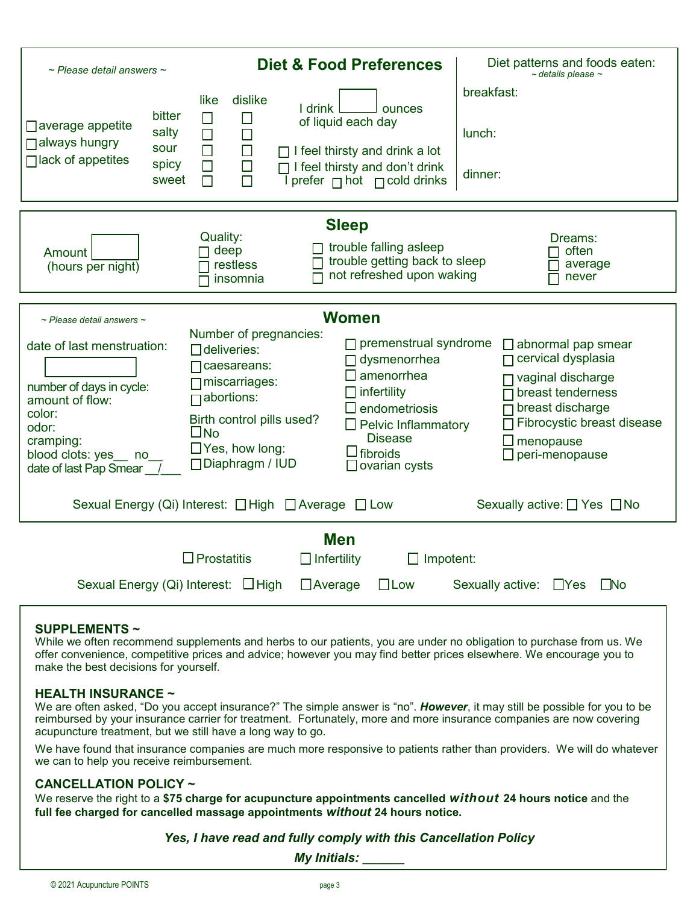## Diet & Food Preferences

*~ Please detail answers ~*

- ☐ average appetite
- ☐ always hungry
- ☐ lack of appetites

| | like | dislike |
|---|---|---|
| bitter | ☐ | ☐ |
| salty | ☐ | ☐ |
| sour | ☐ | ☐ |
| spicy | ☐ | ☐ |
| sweet | ☐ | ☐ |

I drink ______ ounces of liquid each day

- ☐ I feel thirsty and drink a lot
- ☐ I feel thirsty and don't drink

I prefer ☐ hot ☐ cold drinks

Diet patterns and foods eaten:
*~ details please ~*

breakfast:

lunch:

dinner:

## Sleep

Amount ______ (hours per night)

Quality:
- ☐ deep
- ☐ restless
- ☐ insomnia

- ☐ trouble falling asleep
- ☐ trouble getting back to sleep
- ☐ not refreshed upon waking

Dreams:
- ☐ often
- ☐ average
- ☐ never

## Women

*~ Please detail answers ~*

date of last menstruation: ______

number of days in cycle:
amount of flow:
color:
odor:
cramping:
blood clots: yes__ no__
date of last Pap Smear __/___

Number of pregnancies:
- ☐ deliveries:
- ☐ caesareans:
- ☐ miscarriages:
- ☐ abortions:

Birth control pills used?
- ☐ No
- ☐ Yes, how long:
- ☐ Diaphragm / IUD

- ☐ premenstrual syndrome
- ☐ dysmenorrhea
- ☐ amenorrhea
- ☐ infertility
- ☐ endometriosis
- ☐ Pelvic Inflammatory Disease
- ☐ fibroids
- ☐ ovarian cysts

- ☐ abnormal pap smear
- ☐ cervical dysplasia
- ☐ vaginal discharge
- ☐ breast tenderness
- ☐ breast discharge
- ☐ Fibrocystic breast disease
- ☐ menopause
- ☐ peri-menopause

Sexual Energy (Qi) Interest: ☐ High ☐ Average ☐ Low

Sexually active: ☐ Yes ☐ No

## Men

☐ Prostatitis ☐ Infertility ☐ Impotent:

Sexual Energy (Qi) Interest: ☐ High ☐ Average ☐ Low

Sexually active: ☐ Yes ☐ No

**SUPPLEMENTS ~**
While we often recommend supplements and herbs to our patients, you are under no obligation to purchase from us. We offer convenience, competitive prices and advice; however you may find better prices elsewhere. We encourage you to make the best decisions for yourself.

**HEALTH INSURANCE ~**
We are often asked, "Do you accept insurance?" The simple answer is "no". ***However***, it may still be possible for you to be reimbursed by your insurance carrier for treatment. Fortunately, more and more insurance companies are now covering acupuncture treatment, but we still have a long way to go.

We have found that insurance companies are much more responsive to patients rather than providers. We will do whatever we can to help you receive reimbursement.

**CANCELLATION POLICY ~**
We reserve the right to a **$75 charge for acupuncture appointments cancelled *without* 24 hours notice** and the **full fee charged for cancelled massage appointments *without* 24 hours notice.**

***Yes, I have read and fully comply with this Cancellation Policy***

***My Initials:*** ______

© 2021 Acupuncture POINTS